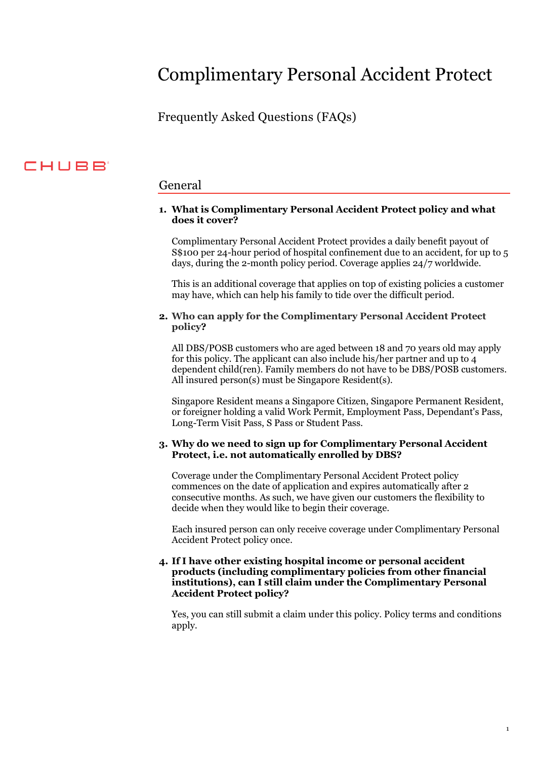# Complimentary Personal Accident Protect

## Frequently Asked Questions (FAQs)

CHUBB

## General

**1. What is Complimentary Personal Accident Protect policy and what does it cover?**

Complimentary Personal Accident Protect provides a daily benefit payout of S$100 per 24-hour period of hospital confinement due to an accident, for up to 5 days, during the 2-month policy period. Coverage applies 24/7 worldwide.

This is an additional coverage that applies on top of existing policies a customer may have, which can help his family to tide over the difficult period.

**2. Who can apply for the Complimentary Personal Accident Protect policy?**

All DBS/POSB customers who are aged between 18 and 70 years old may apply for this policy. The applicant can also include his/her partner and up to 4 dependent child(ren). Family members do not have to be DBS/POSB customers. All insured person(s) must be Singapore Resident(s).

Singapore Resident means a Singapore Citizen, Singapore Permanent Resident, or foreigner holding a valid Work Permit, Employment Pass, Dependant's Pass, Long-Term Visit Pass, S Pass or Student Pass.

**3. Why do we need to sign up for Complimentary Personal Accident Protect, i.e. not automatically enrolled by DBS?**

Coverage under the Complimentary Personal Accident Protect policy commences on the date of application and expires automatically after 2 consecutive months. As such, we have given our customers the flexibility to decide when they would like to begin their coverage.

Each insured person can only receive coverage under Complimentary Personal Accident Protect policy once.

**4. If I have other existing hospital income or personal accident products (including complimentary policies from other financial institutions), can I still claim under the Complimentary Personal Accident Protect policy?**

Yes, you can still submit a claim under this policy. Policy terms and conditions apply.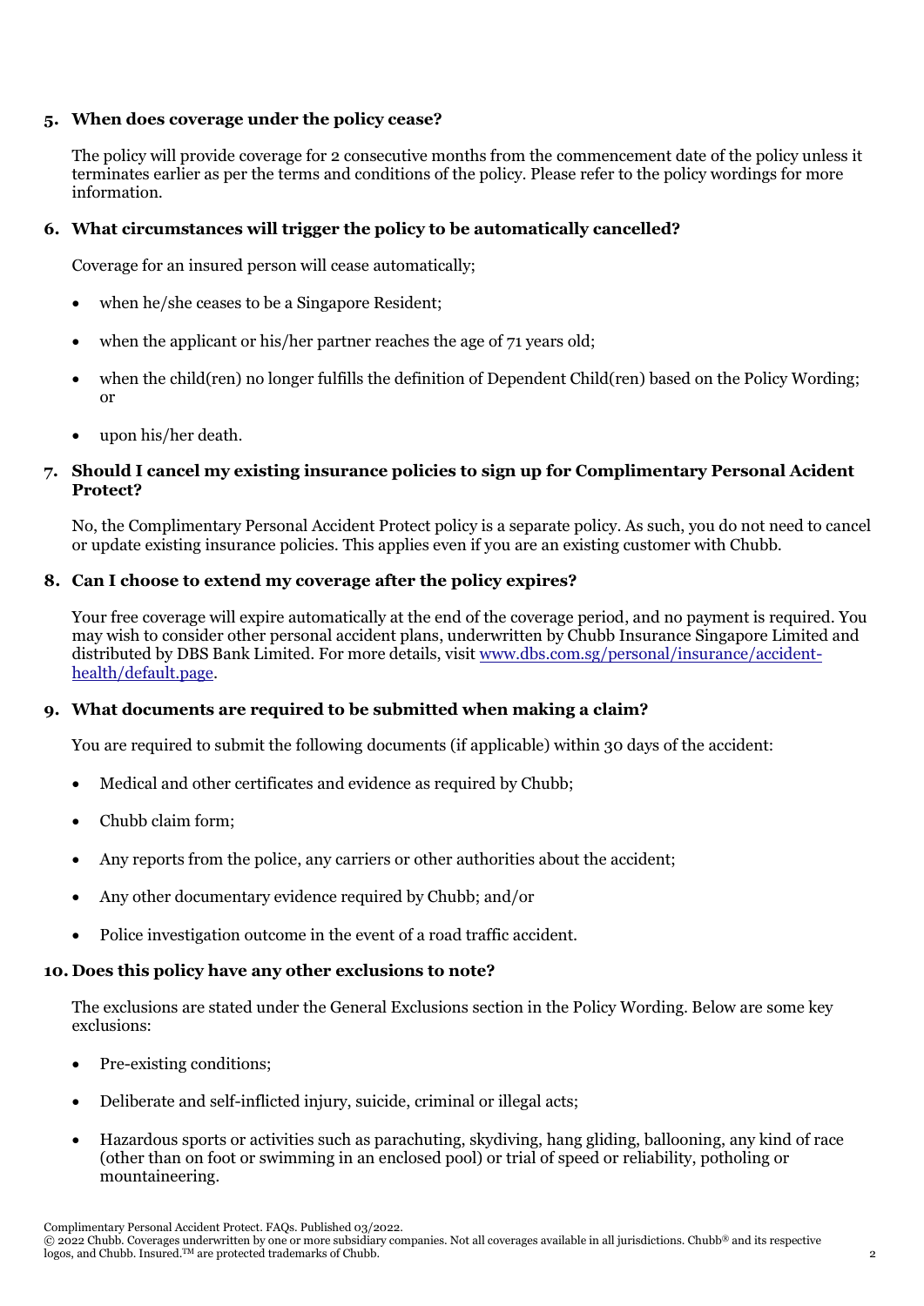**5. When does coverage under the policy cease?**

The policy will provide coverage for 2 consecutive months from the commencement date of the policy unless it terminates earlier as per the terms and conditions of the policy. Please refer to the policy wordings for more information.

**6. What circumstances will trigger the policy to be automatically cancelled?**

Coverage for an insured person will cease automatically;

- when he/she ceases to be a Singapore Resident;
- when the applicant or his/her partner reaches the age of 71 years old;
- when the child(ren) no longer fulfills the definition of Dependent Child(ren) based on the Policy Wording; or
- upon his/her death.

**7. Should I cancel my existing insurance policies to sign up for Complimentary Personal Acident Protect?**

No, the Complimentary Personal Accident Protect policy is a separate policy. As such, you do not need to cancel or update existing insurance policies. This applies even if you are an existing customer with Chubb.

**8. Can I choose to extend my coverage after the policy expires?**

Your free coverage will expire automatically at the end of the coverage period, and no payment is required. You may wish to consider other personal accident plans, underwritten by Chubb Insurance Singapore Limited and distributed by DBS Bank Limited. For more details, visit [www.dbs.com.sg/personal/insurance/accident-health/default.page](www.dbs.com.sg/personal/insurance/accident-health/default.page).

**9. What documents are required to be submitted when making a claim?**

You are required to submit the following documents (if applicable) within 30 days of the accident:

- Medical and other certificates and evidence as required by Chubb;
- Chubb claim form;
- Any reports from the police, any carriers or other authorities about the accident;
- Any other documentary evidence required by Chubb; and/or
- Police investigation outcome in the event of a road traffic accident.

**10. Does this policy have any other exclusions to note?**

The exclusions are stated under the General Exclusions section in the Policy Wording. Below are some key exclusions:

- Pre-existing conditions;
- Deliberate and self-inflicted injury, suicide, criminal or illegal acts;
- Hazardous sports or activities such as parachuting, skydiving, hang gliding, ballooning, any kind of race (other than on foot or swimming in an enclosed pool) or trial of speed or reliability, potholing or mountaineering.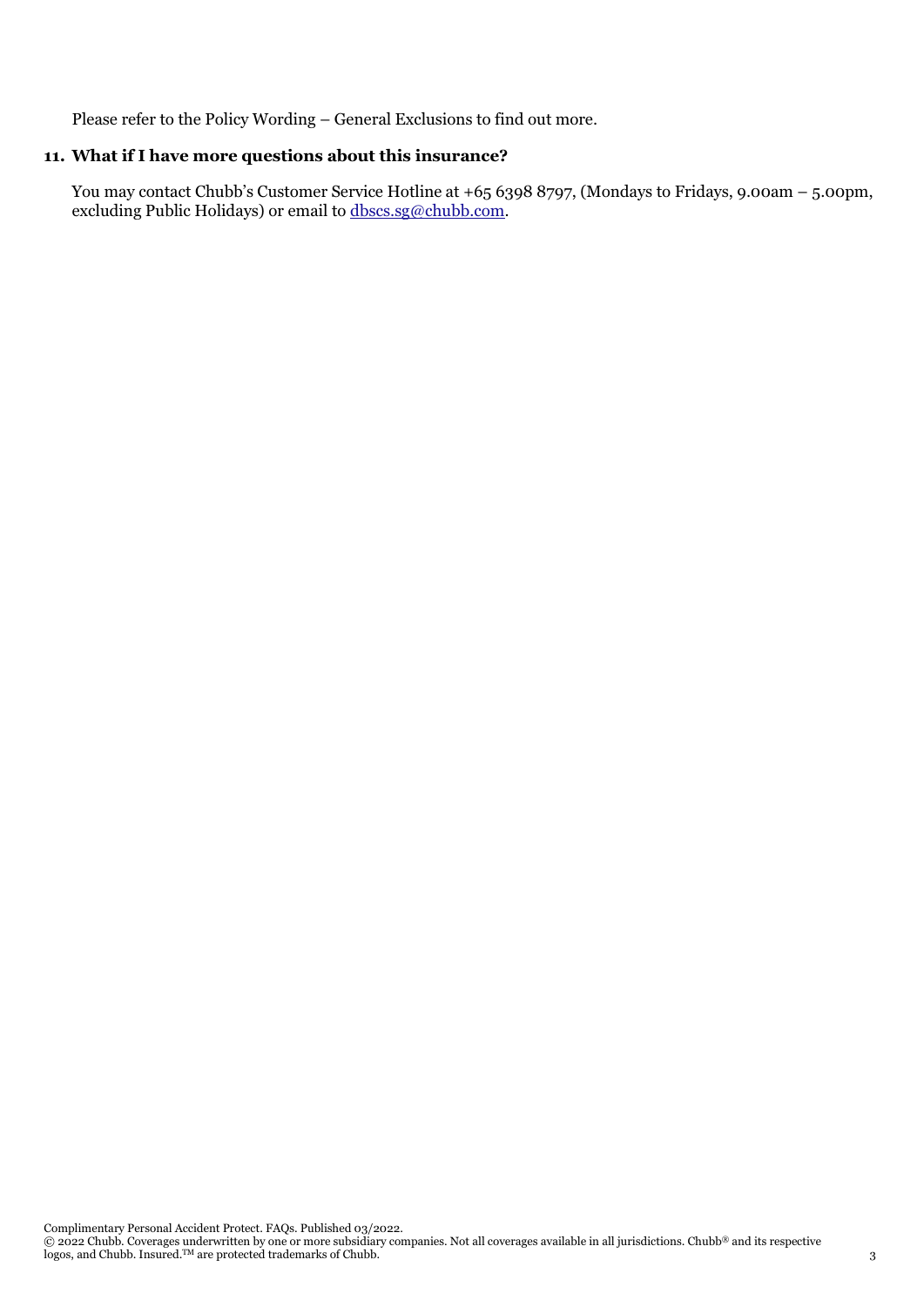Please refer to the Policy Wording – General Exclusions to find out more.

**11. What if I have more questions about this insurance?**

You may contact Chubb's Customer Service Hotline at +65 6398 8797, (Mondays to Fridays, 9.00am – 5.00pm, excluding Public Holidays) or email to dbscs.sg@chubb.com.